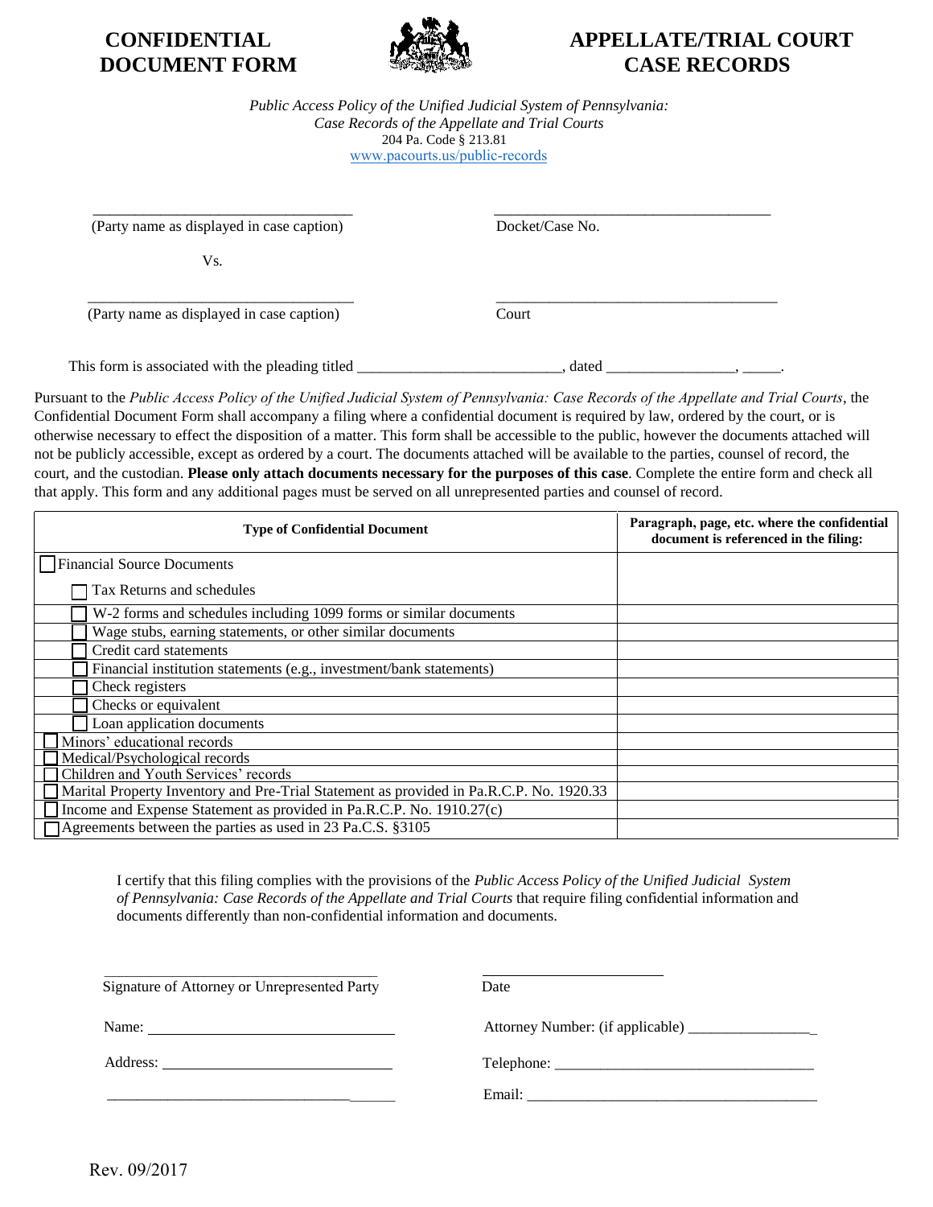# CONFIDENTIAL DOCUMENT FORM

# APPELLATE/TRIAL COURT CASE RECORDS

*Public Access Policy of the Unified Judicial System of Pennsylvania: Case Records of the Appellate and Trial Courts*
204 Pa. Code § 213.81
www.pacourts.us/public-records

_________________________________
(Party name as displayed in case caption)

Vs.

_________________________________
(Party name as displayed in case caption)

_________________________________
Docket/Case No.

_________________________________
Court

This form is associated with the pleading titled __________________________, dated ________________, _____.

Pursuant to the *Public Access Policy of the Unified Judicial System of Pennsylvania: Case Records of the Appellate and Trial Courts*, the Confidential Document Form shall accompany a filing where a confidential document is required by law, ordered by the court, or is otherwise necessary to effect the disposition of a matter. This form shall be accessible to the public, however the documents attached will not be publicly accessible, except as ordered by a court. The documents attached will be available to the parties, counsel of record, the court, and the custodian. **Please only attach documents necessary for the purposes of this case**. Complete the entire form and check all that apply. This form and any additional pages must be served on all unrepresented parties and counsel of record.

| Type of Confidential Document | Paragraph, page, etc. where the confidential document is referenced in the filing: |
|---|---|
| ☐ Financial Source Documents | |
| &nbsp;&nbsp;&nbsp;&nbsp;☐ Tax Returns and schedules | |
| &nbsp;&nbsp;&nbsp;&nbsp;☐ W-2 forms and schedules including 1099 forms or similar documents | |
| &nbsp;&nbsp;&nbsp;&nbsp;☐ Wage stubs, earning statements, or other similar documents | |
| &nbsp;&nbsp;&nbsp;&nbsp;☐ Credit card statements | |
| &nbsp;&nbsp;&nbsp;&nbsp;☐ Financial institution statements (e.g., investment/bank statements) | |
| &nbsp;&nbsp;&nbsp;&nbsp;☐ Check registers | |
| &nbsp;&nbsp;&nbsp;&nbsp;☐ Checks or equivalent | |
| &nbsp;&nbsp;&nbsp;&nbsp;☐ Loan application documents | |
| ☐ Minors' educational records | |
| ☐ Medical/Psychological records | |
| ☐ Children and Youth Services' records | |
| ☐ Marital Property Inventory and Pre-Trial Statement as provided in Pa.R.C.P. No. 1920.33 | |
| ☐ Income and Expense Statement as provided in Pa.R.C.P. No. 1910.27(c) | |
| ☐ Agreements between the parties as used in 23 Pa.C.S. §3105 | |

I certify that this filing complies with the provisions of the *Public Access Policy of the Unified Judicial System of Pennsylvania: Case Records of the Appellate and Trial Courts* that require filing confidential information and documents differently than non-confidential information and documents.

_________________________________
Signature of Attorney or Unrepresented Party

_______________________
Date

Name: _______________________________

Attorney Number: (if applicable) _________________

Address: _____________________________

_____________________________________

Telephone: __________________________________

Email: ______________________________________

Rev. 09/2017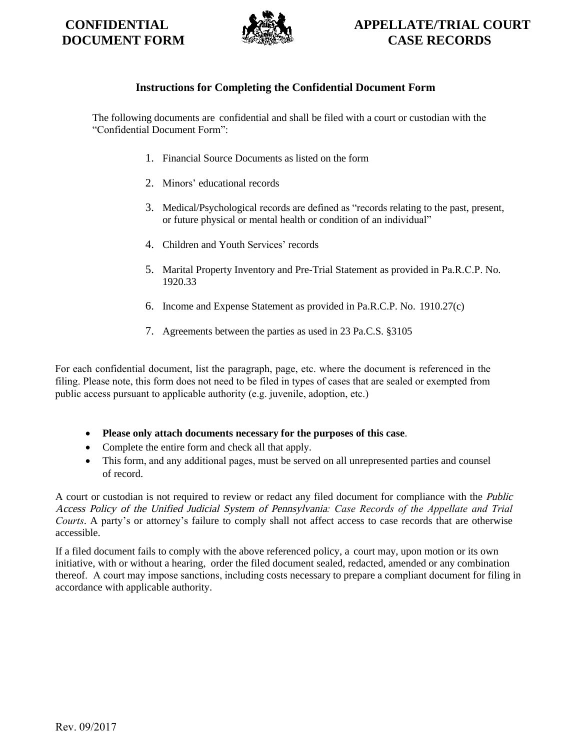**CONFIDENTIAL DOCUMENT FORM**

**APPELLATE/TRIAL COURT CASE RECORDS**

### Instructions for Completing the Confidential Document Form

The following documents are confidential and shall be filed with a court or custodian with the "Confidential Document Form":

1. Financial Source Documents as listed on the form
2. Minors' educational records
3. Medical/Psychological records are defined as "records relating to the past, present, or future physical or mental health or condition of an individual"
4. Children and Youth Services' records
5. Marital Property Inventory and Pre-Trial Statement as provided in Pa.R.C.P. No. 1920.33
6. Income and Expense Statement as provided in Pa.R.C.P. No. 1910.27(c)
7. Agreements between the parties as used in 23 Pa.C.S. §3105

For each confidential document, list the paragraph, page, etc. where the document is referenced in the filing. Please note, this form does not need to be filed in types of cases that are sealed or exempted from public access pursuant to applicable authority (e.g. juvenile, adoption, etc.)

- **Please only attach documents necessary for the purposes of this case**.
- Complete the entire form and check all that apply.
- This form, and any additional pages, must be served on all unrepresented parties and counsel of record.

A court or custodian is not required to review or redact any filed document for compliance with the *Public Access Policy of the Unified Judicial System of Pennsylvania: Case Records of the Appellate and Trial Courts*. A party's or attorney's failure to comply shall not affect access to case records that are otherwise accessible.

If a filed document fails to comply with the above referenced policy, a court may, upon motion or its own initiative, with or without a hearing, order the filed document sealed, redacted, amended or any combination thereof. A court may impose sanctions, including costs necessary to prepare a compliant document for filing in accordance with applicable authority.

Rev. 09/2017